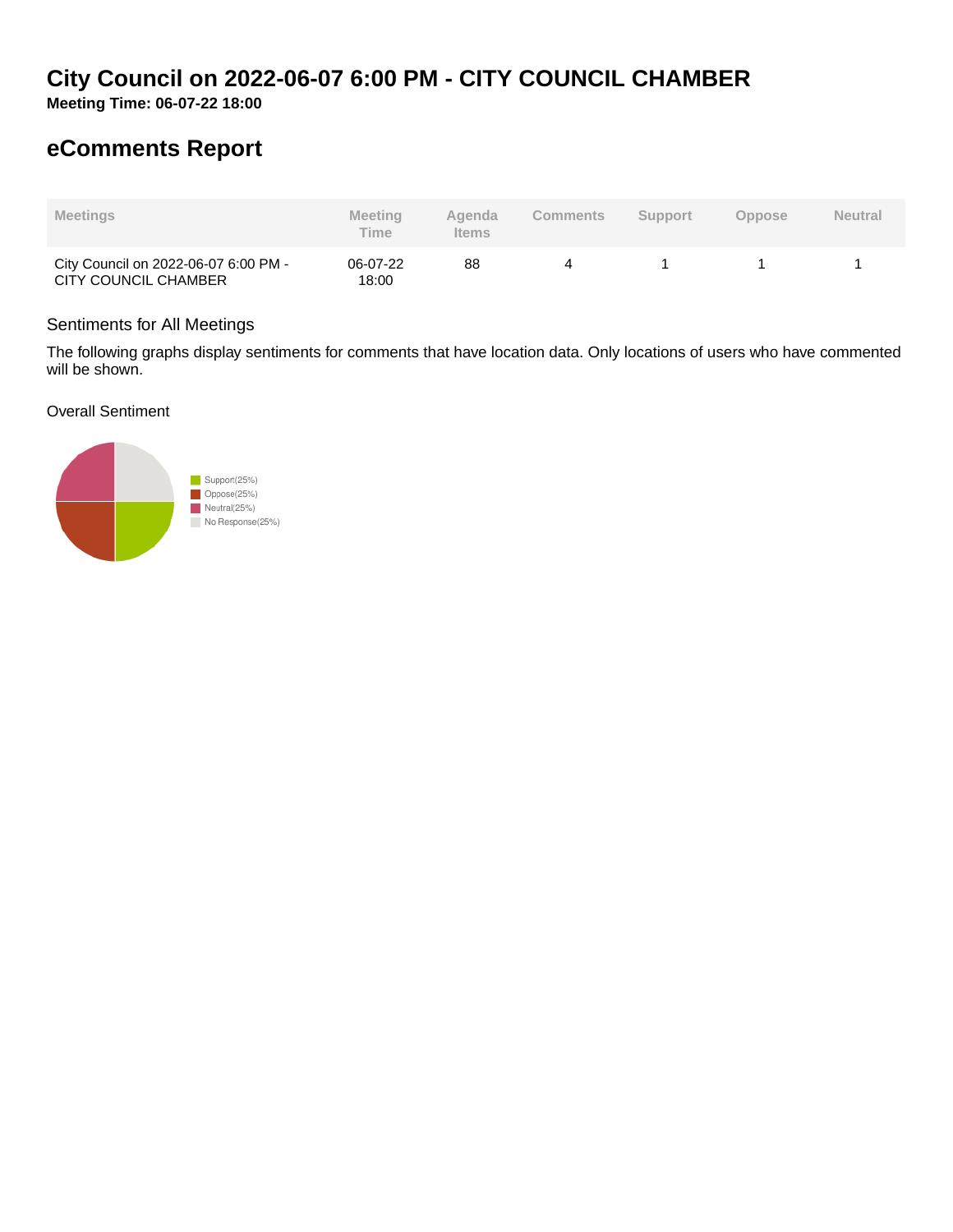# City Council on 2022-06-07 6:00 PM - CITY COUNCIL CHAMBER

**Meeting Time: 06-07-22 18:00**

## eComments Report

| Meetings | Meeting Time | Agenda Items | Comments | Support | Oppose | Neutral |
|---|---|---|---|---|---|---|
| City Council on 2022-06-07 6:00 PM - CITY COUNCIL CHAMBER | 06-07-22 18:00 | 88 | 4 | 1 | 1 | 1 |

### Sentiments for All Meetings

The following graphs display sentiments for comments that have location data. Only locations of users who have commented will be shown.

Overall Sentiment

- Support(25%)
- Oppose(25%)
- Neutral(25%)
- No Response(25%)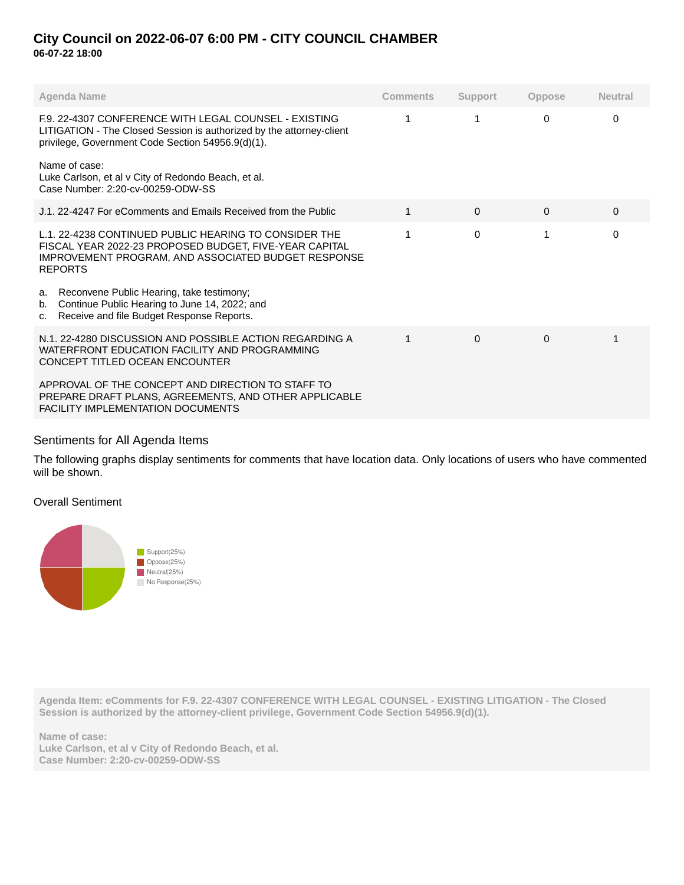# City Council on 2022-06-07 6:00 PM - CITY COUNCIL CHAMBER

**06-07-22 18:00**

| Agenda Name | Comments | Support | Oppose | Neutral |
|---|---|---|---|---|
| F.9. 22-4307 CONFERENCE WITH LEGAL COUNSEL - EXISTING LITIGATION - The Closed Session is authorized by the attorney-client privilege, Government Code Section 54956.9(d)(1).<br><br>Name of case:<br>Luke Carlson, et al v City of Redondo Beach, et al.<br>Case Number: 2:20-cv-00259-ODW-SS | 1 | 1 | 0 | 0 |
| J.1. 22-4247 For eComments and Emails Received from the Public | 1 | 0 | 0 | 0 |
| L.1. 22-4238 CONTINUED PUBLIC HEARING TO CONSIDER THE FISCAL YEAR 2022-23 PROPOSED BUDGET, FIVE-YEAR CAPITAL IMPROVEMENT PROGRAM, AND ASSOCIATED BUDGET RESPONSE REPORTS<br><br>a. Reconvene Public Hearing, take testimony;<br>b. Continue Public Hearing to June 14, 2022; and<br>c. Receive and file Budget Response Reports. | 1 | 0 | 1 | 0 |
| N.1. 22-4280 DISCUSSION AND POSSIBLE ACTION REGARDING A WATERFRONT EDUCATION FACILITY AND PROGRAMMING CONCEPT TITLED OCEAN ENCOUNTER<br><br>APPROVAL OF THE CONCEPT AND DIRECTION TO STAFF TO PREPARE DRAFT PLANS, AGREEMENTS, AND OTHER APPLICABLE FACILITY IMPLEMENTATION DOCUMENTS | 1 | 0 | 0 | 1 |

## Sentiments for All Agenda Items

The following graphs display sentiments for comments that have location data. Only locations of users who have commented will be shown.

### Overall Sentiment

- Support(25%)
- Oppose(25%)
- Neutral(25%)
- No Response(25%)

**Agenda Item: eComments for F.9. 22-4307 CONFERENCE WITH LEGAL COUNSEL - EXISTING LITIGATION - The Closed Session is authorized by the attorney-client privilege, Government Code Section 54956.9(d)(1).**

**Name of case:**
**Luke Carlson, et al v City of Redondo Beach, et al.**
**Case Number: 2:20-cv-00259-ODW-SS**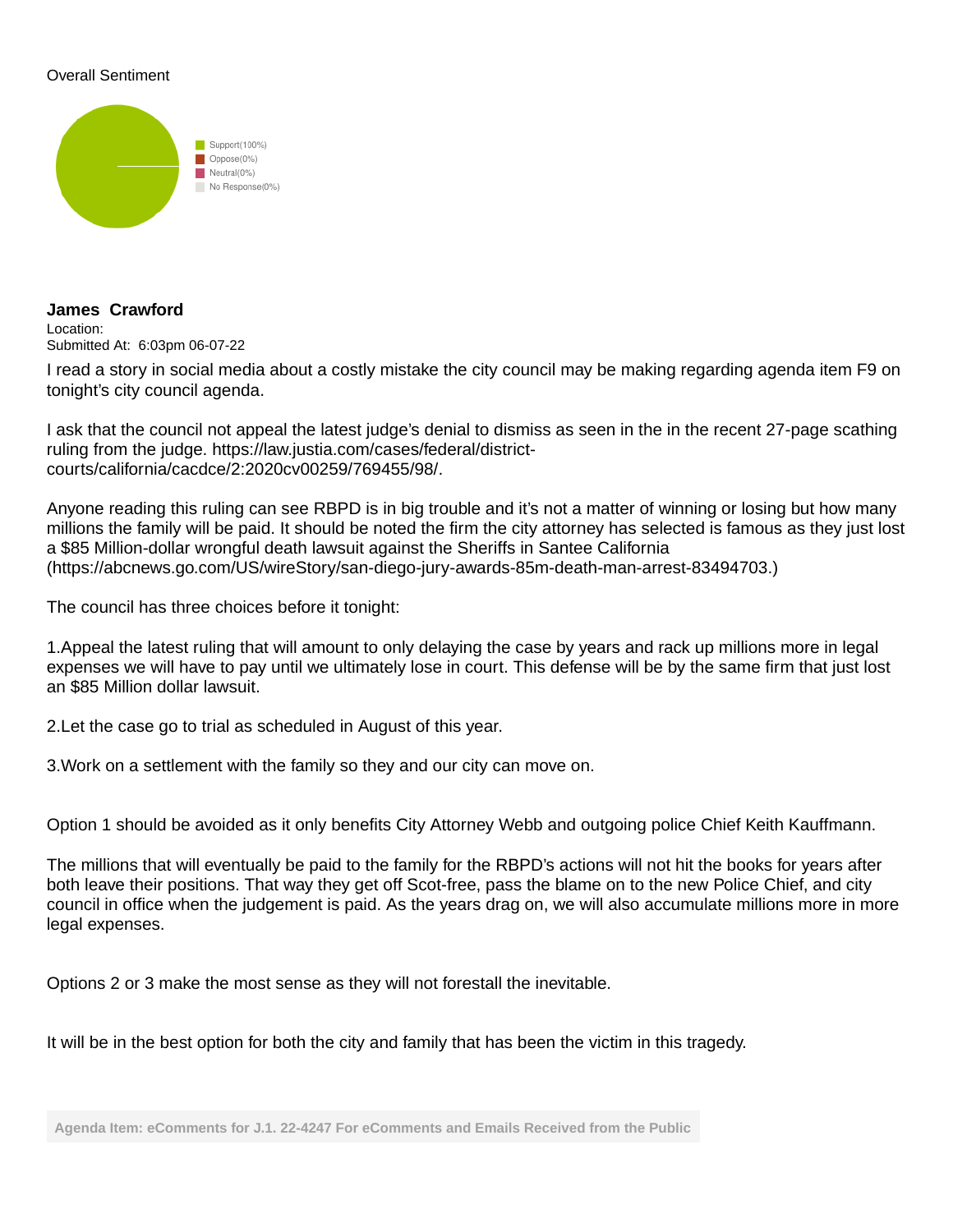Overall Sentiment

Support(100%)
Oppose(0%)
Neutral(0%)
No Response(0%)

**James Crawford**
Location:
Submitted At: 6:03pm 06-07-22

I read a story in social media about a costly mistake the city council may be making regarding agenda item F9 on tonight's city council agenda.

I ask that the council not appeal the latest judge's denial to dismiss as seen in the in the recent 27-page scathing ruling from the judge. https://law.justia.com/cases/federal/district-courts/california/cacdce/2:2020cv00259/769455/98/.

Anyone reading this ruling can see RBPD is in big trouble and it's not a matter of winning or losing but how many millions the family will be paid. It should be noted the firm the city attorney has selected is famous as they just lost a $85 Million-dollar wrongful death lawsuit against the Sheriffs in Santee California (https://abcnews.go.com/US/wireStory/san-diego-jury-awards-85m-death-man-arrest-83494703.)

The council has three choices before it tonight:

1.Appeal the latest ruling that will amount to only delaying the case by years and rack up millions more in legal expenses we will have to pay until we ultimately lose in court. This defense will be by the same firm that just lost an $85 Million dollar lawsuit.

2.Let the case go to trial as scheduled in August of this year.

3.Work on a settlement with the family so they and our city can move on.

Option 1 should be avoided as it only benefits City Attorney Webb and outgoing police Chief Keith Kauffmann.

The millions that will eventually be paid to the family for the RBPD's actions will not hit the books for years after both leave their positions. That way they get off Scot-free, pass the blame on to the new Police Chief, and city council in office when the judgement is paid. As the years drag on, we will also accumulate millions more in more legal expenses.

Options 2 or 3 make the most sense as they will not forestall the inevitable.

It will be in the best option for both the city and family that has been the victim in this tragedy.

Agenda Item: eComments for J.1. 22-4247 For eComments and Emails Received from the Public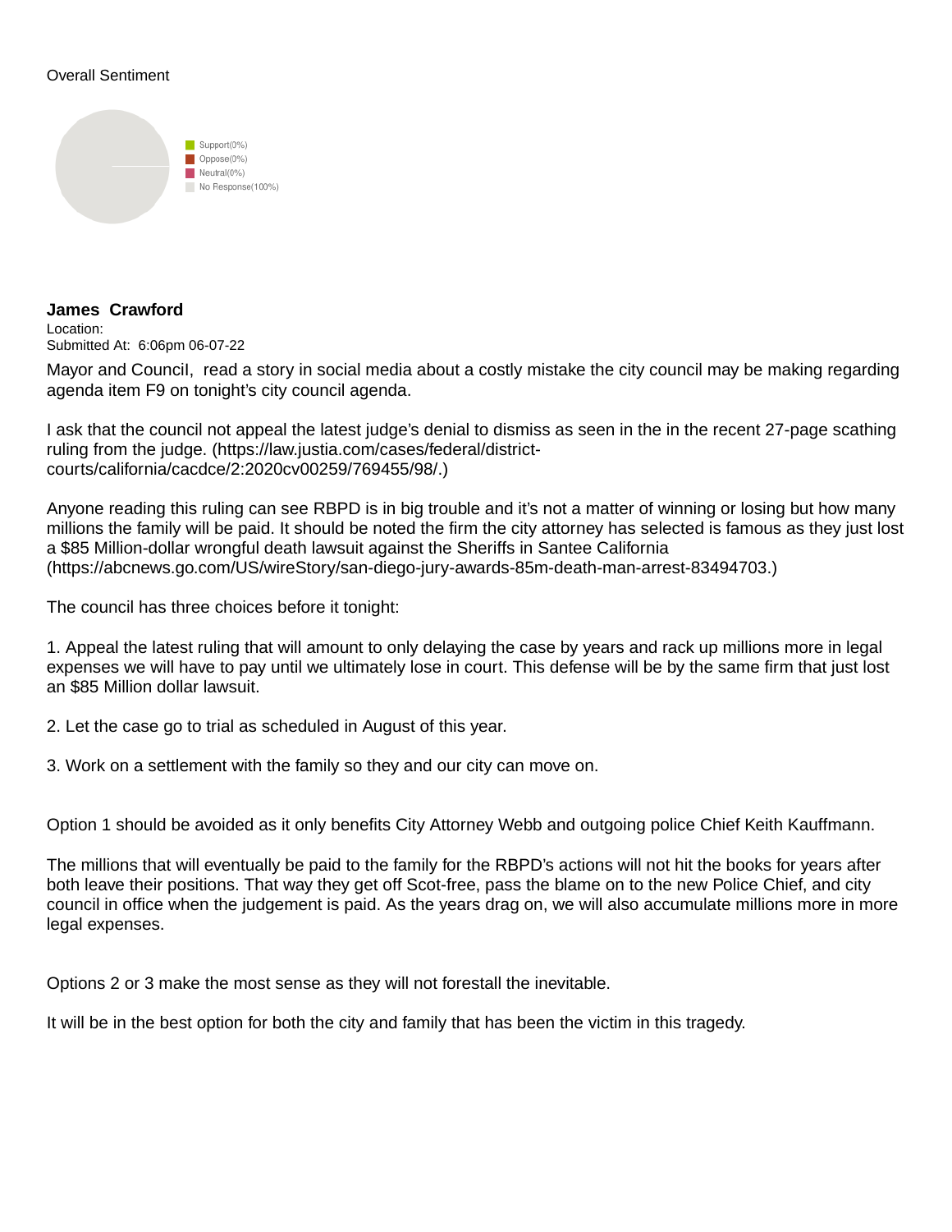Overall Sentiment

- Support(0%)
- Oppose(0%)
- Neutral(0%)
- No Response(100%)

**James Crawford**
Location:
Submitted At: 6:06pm 06-07-22

Mayor and CounciI, read a story in social media about a costly mistake the city council may be making regarding agenda item F9 on tonight's city council agenda.

I ask that the council not appeal the latest judge's denial to dismiss as seen in the in the recent 27-page scathing ruling from the judge. (https://law.justia.com/cases/federal/district-courts/california/cacdce/2:2020cv00259/769455/98/.)

Anyone reading this ruling can see RBPD is in big trouble and it's not a matter of winning or losing but how many millions the family will be paid. It should be noted the firm the city attorney has selected is famous as they just lost a $85 Million-dollar wrongful death lawsuit against the Sheriffs in Santee California (https://abcnews.go.com/US/wireStory/san-diego-jury-awards-85m-death-man-arrest-83494703.)

The council has three choices before it tonight:

1. Appeal the latest ruling that will amount to only delaying the case by years and rack up millions more in legal expenses we will have to pay until we ultimately lose in court. This defense will be by the same firm that just lost an $85 Million dollar lawsuit.

2. Let the case go to trial as scheduled in August of this year.

3. Work on a settlement with the family so they and our city can move on.

Option 1 should be avoided as it only benefits City Attorney Webb and outgoing police Chief Keith Kauffmann.

The millions that will eventually be paid to the family for the RBPD's actions will not hit the books for years after both leave their positions. That way they get off Scot-free, pass the blame on to the new Police Chief, and city council in office when the judgement is paid. As the years drag on, we will also accumulate millions more in more legal expenses.

Options 2 or 3 make the most sense as they will not forestall the inevitable.

It will be in the best option for both the city and family that has been the victim in this tragedy.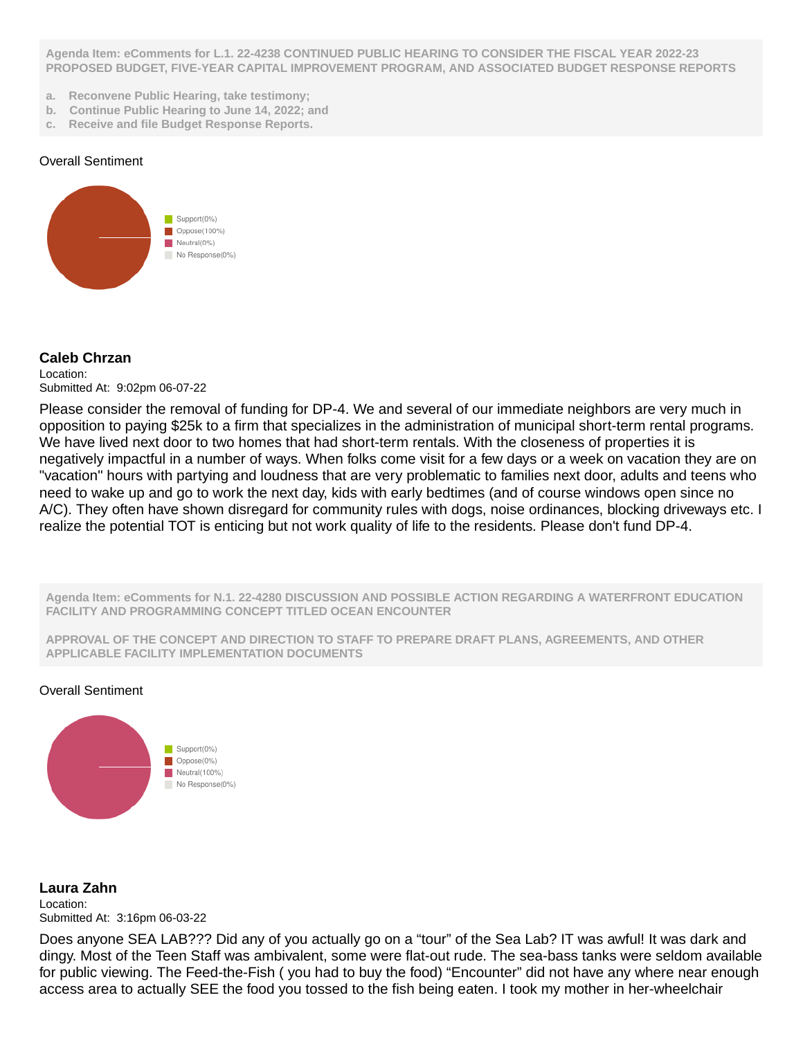**Agenda Item: eComments for L.1. 22-4238 CONTINUED PUBLIC HEARING TO CONSIDER THE FISCAL YEAR 2022-23 PROPOSED BUDGET, FIVE-YEAR CAPITAL IMPROVEMENT PROGRAM, AND ASSOCIATED BUDGET RESPONSE REPORTS**

a. **Reconvene Public Hearing, take testimony;**
b. **Continue Public Hearing to June 14, 2022; and**
c. **Receive and file Budget Response Reports.**

Overall Sentiment

- Support(0%)
- Oppose(100%)
- Neutral(0%)
- No Response(0%)

### Caleb Chrzan

Location:
Submitted At: 9:02pm 06-07-22

Please consider the removal of funding for DP-4. We and several of our immediate neighbors are very much in opposition to paying $25k to a firm that specializes in the administration of municipal short-term rental programs. We have lived next door to two homes that had short-term rentals. With the closeness of properties it is negatively impactful in a number of ways. When folks come visit for a few days or a week on vacation they are on "vacation" hours with partying and loudness that are very problematic to families next door, adults and teens who need to wake up and go to work the next day, kids with early bedtimes (and of course windows open since no A/C). They often have shown disregard for community rules with dogs, noise ordinances, blocking driveways etc. I realize the potential TOT is enticing but not work quality of life to the residents. Please don't fund DP-4.

**Agenda Item: eComments for N.1. 22-4280 DISCUSSION AND POSSIBLE ACTION REGARDING A WATERFRONT EDUCATION FACILITY AND PROGRAMMING CONCEPT TITLED OCEAN ENCOUNTER**

**APPROVAL OF THE CONCEPT AND DIRECTION TO STAFF TO PREPARE DRAFT PLANS, AGREEMENTS, AND OTHER APPLICABLE FACILITY IMPLEMENTATION DOCUMENTS**

Overall Sentiment

- Support(0%)
- Oppose(0%)
- Neutral(100%)
- No Response(0%)

### Laura Zahn

Location:
Submitted At: 3:16pm 06-03-22

Does anyone SEA LAB??? Did any of you actually go on a “tour” of the Sea Lab? IT was awful! It was dark and dingy. Most of the Teen Staff was ambivalent, some were flat-out rude. The sea-bass tanks were seldom available for public viewing. The Feed-the-Fish ( you had to buy the food) “Encounter” did not have any where near enough access area to actually SEE the food you tossed to the fish being eaten. I took my mother in her-wheelchair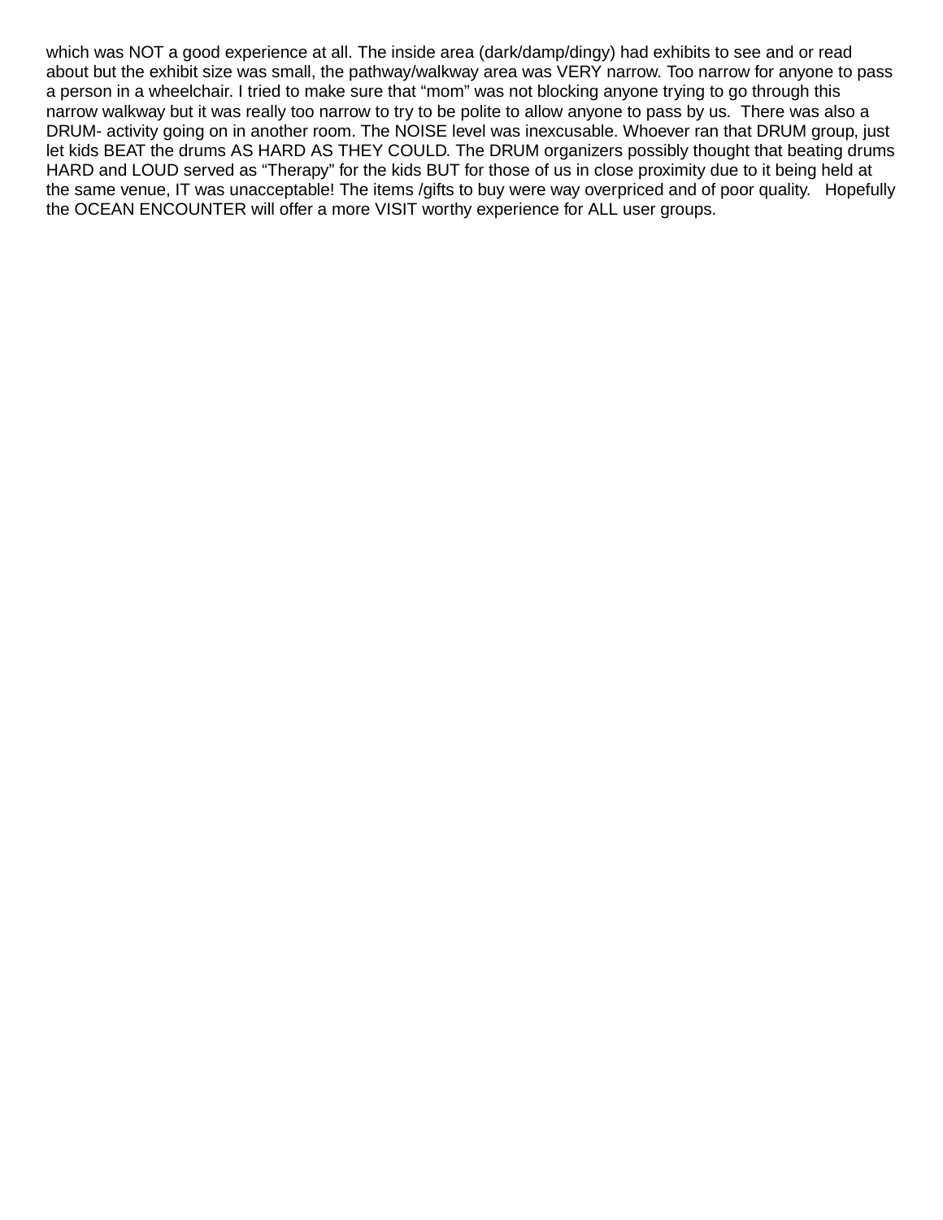which was NOT a good experience at all. The inside area (dark/damp/dingy) had exhibits to see and or read about but the exhibit size was small, the pathway/walkway area was VERY narrow. Too narrow for anyone to pass a person in a wheelchair. I tried to make sure that “mom” was not blocking anyone trying to go through this narrow walkway but it was really too narrow to try to be polite to allow anyone to pass by us. There was also a DRUM- activity going on in another room. The NOISE level was inexcusable. Whoever ran that DRUM group, just let kids BEAT the drums AS HARD AS THEY COULD. The DRUM organizers possibly thought that beating drums HARD and LOUD served as “Therapy” for the kids BUT for those of us in close proximity due to it being held at the same venue, IT was unacceptable! The items /gifts to buy were way overpriced and of poor quality. Hopefully the OCEAN ENCOUNTER will offer a more VISIT worthy experience for ALL user groups.